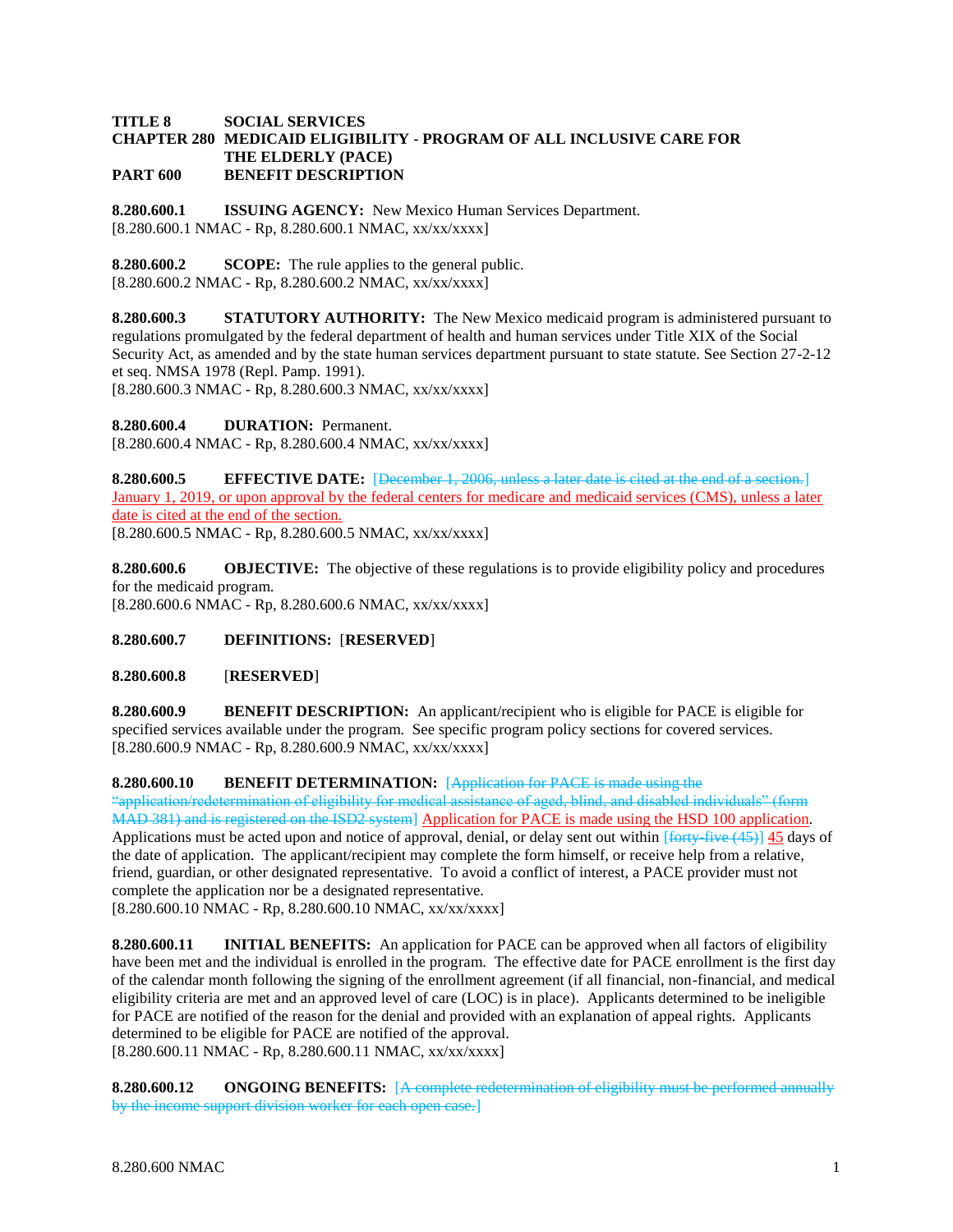**TITLE 8 SOCIAL SERVICES**
**CHAPTER 280 MEDICAID ELIGIBILITY - PROGRAM OF ALL INCLUSIVE CARE FOR THE ELDERLY (PACE)**
**PART 600 BENEFIT DESCRIPTION**

**8.280.600.1 ISSUING AGENCY:** New Mexico Human Services Department.
[8.280.600.1 NMAC - Rp, 8.280.600.1 NMAC, xx/xx/xxxx]

**8.280.600.2 SCOPE:** The rule applies to the general public.
[8.280.600.2 NMAC - Rp, 8.280.600.2 NMAC, xx/xx/xxxx]

**8.280.600.3 STATUTORY AUTHORITY:** The New Mexico medicaid program is administered pursuant to regulations promulgated by the federal department of health and human services under Title XIX of the Social Security Act, as amended and by the state human services department pursuant to state statute. See Section 27-2-12 et seq. NMSA 1978 (Repl. Pamp. 1991).
[8.280.600.3 NMAC - Rp, 8.280.600.3 NMAC, xx/xx/xxxx]

**8.280.600.4 DURATION:** Permanent.
[8.280.600.4 NMAC - Rp, 8.280.600.4 NMAC, xx/xx/xxxx]

**8.280.600.5 EFFECTIVE DATE:** [~~December 1, 2006, unless a later date is cited at the end of a section.~~] January 1, 2019, or upon approval by the federal centers for medicare and medicaid services (CMS), unless a later date is cited at the end of the section.
[8.280.600.5 NMAC - Rp, 8.280.600.5 NMAC, xx/xx/xxxx]

**8.280.600.6 OBJECTIVE:** The objective of these regulations is to provide eligibility policy and procedures for the medicaid program.
[8.280.600.6 NMAC - Rp, 8.280.600.6 NMAC, xx/xx/xxxx]

**8.280.600.7 DEFINITIONS:** [**RESERVED**]

**8.280.600.8** [**RESERVED**]

**8.280.600.9 BENEFIT DESCRIPTION:** An applicant/recipient who is eligible for PACE is eligible for specified services available under the program. See specific program policy sections for covered services.
[8.280.600.9 NMAC - Rp, 8.280.600.9 NMAC, xx/xx/xxxx]

**8.280.600.10 BENEFIT DETERMINATION:** [~~Application for PACE is made using the "application/redetermination of eligibility for medical assistance of aged, blind, and disabled individuals" (form MAD 381) and is registered on the ISD2 system~~] Application for PACE is made using the HSD 100 application. Applications must be acted upon and notice of approval, denial, or delay sent out within [~~forty-five (45)~~] 45 days of the date of application. The applicant/recipient may complete the form himself, or receive help from a relative, friend, guardian, or other designated representative. To avoid a conflict of interest, a PACE provider must not complete the application nor be a designated representative.
[8.280.600.10 NMAC - Rp, 8.280.600.10 NMAC, xx/xx/xxxx]

**8.280.600.11 INITIAL BENEFITS:** An application for PACE can be approved when all factors of eligibility have been met and the individual is enrolled in the program. The effective date for PACE enrollment is the first day of the calendar month following the signing of the enrollment agreement (if all financial, non-financial, and medical eligibility criteria are met and an approved level of care (LOC) is in place). Applicants determined to be ineligible for PACE are notified of the reason for the denial and provided with an explanation of appeal rights. Applicants determined to be eligible for PACE are notified of the approval.
[8.280.600.11 NMAC - Rp, 8.280.600.11 NMAC, xx/xx/xxxx]

**8.280.600.12 ONGOING BENEFITS:** [~~A complete redetermination of eligibility must be performed annually by the income support division worker for each open case.~~]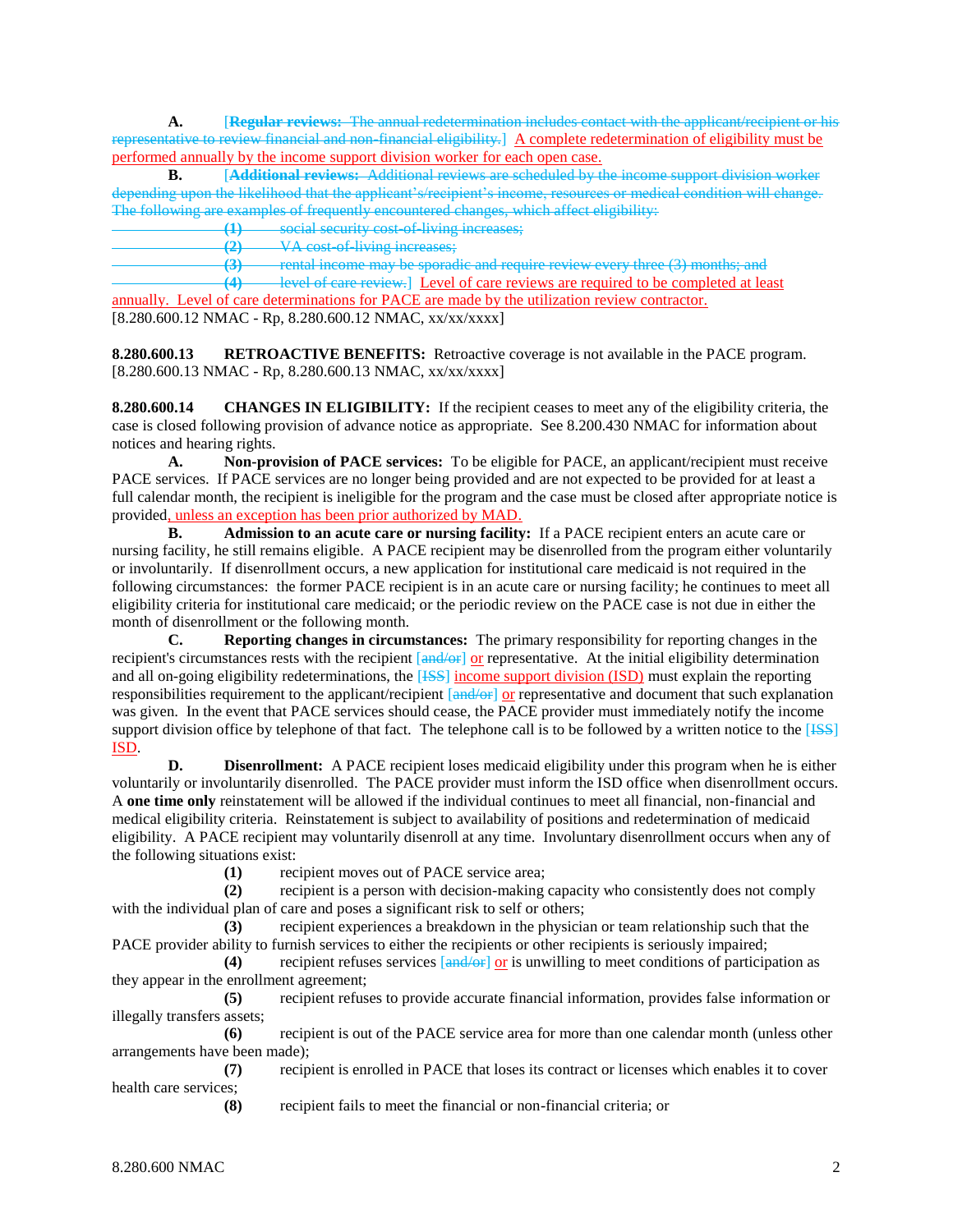**A.** [~~**Regular reviews:** The annual redetermination includes contact with the applicant/recipient or his representative to review financial and non-financial eligibility.~~] A complete redetermination of eligibility must be performed annually by the income support division worker for each open case.

**B.** [~~**Additional reviews:** Additional reviews are scheduled by the income support division worker depending upon the likelihood that the applicant's/recipient's income, resources or medical condition will change. The following are examples of frequently encountered changes, which affect eligibility:~~

~~**(1)** social security cost-of-living increases;~~

~~**(2)** VA cost-of-living increases;~~

~~**(3)** rental income may be sporadic and require review every three (3) months; and~~

~~**(4)** level of care review.~~] Level of care reviews are required to be completed at least annually. Level of care determinations for PACE are made by the utilization review contractor.

[8.280.600.12 NMAC - Rp, 8.280.600.12 NMAC, xx/xx/xxxx]

**8.280.600.13 RETROACTIVE BENEFITS:** Retroactive coverage is not available in the PACE program.
[8.280.600.13 NMAC - Rp, 8.280.600.13 NMAC, xx/xx/xxxx]

**8.280.600.14 CHANGES IN ELIGIBILITY:** If the recipient ceases to meet any of the eligibility criteria, the case is closed following provision of advance notice as appropriate. See 8.200.430 NMAC for information about notices and hearing rights.

**A. Non-provision of PACE services:** To be eligible for PACE, an applicant/recipient must receive PACE services. If PACE services are no longer being provided and are not expected to be provided for at least a full calendar month, the recipient is ineligible for the program and the case must be closed after appropriate notice is provided, unless an exception has been prior authorized by MAD.

**B. Admission to an acute care or nursing facility:** If a PACE recipient enters an acute care or nursing facility, he still remains eligible. A PACE recipient may be disenrolled from the program either voluntarily or involuntarily. If disenrollment occurs, a new application for institutional care medicaid is not required in the following circumstances: the former PACE recipient is in an acute care or nursing facility; he continues to meet all eligibility criteria for institutional care medicaid; or the periodic review on the PACE case is not due in either the month of disenrollment or the following month.

**C. Reporting changes in circumstances:** The primary responsibility for reporting changes in the recipient's circumstances rests with the recipient [~~and/or~~] or representative. At the initial eligibility determination and all on-going eligibility redeterminations, the [~~ISS~~] income support division (ISD) must explain the reporting responsibilities requirement to the applicant/recipient [~~and/or~~] or representative and document that such explanation was given. In the event that PACE services should cease, the PACE provider must immediately notify the income support division office by telephone of that fact. The telephone call is to be followed by a written notice to the [~~ISS~~] ISD.

**D. Disenrollment:** A PACE recipient loses medicaid eligibility under this program when he is either voluntarily or involuntarily disenrolled. The PACE provider must inform the ISD office when disenrollment occurs. A **one time only** reinstatement will be allowed if the individual continues to meet all financial, non-financial and medical eligibility criteria. Reinstatement is subject to availability of positions and redetermination of medicaid eligibility. A PACE recipient may voluntarily disenroll at any time. Involuntary disenrollment occurs when any of the following situations exist:

**(1)** recipient moves out of PACE service area;

**(2)** recipient is a person with decision-making capacity who consistently does not comply with the individual plan of care and poses a significant risk to self or others;

**(3)** recipient experiences a breakdown in the physician or team relationship such that the PACE provider ability to furnish services to either the recipients or other recipients is seriously impaired;

**(4)** recipient refuses services [~~and/or~~] or is unwilling to meet conditions of participation as they appear in the enrollment agreement;

**(5)** recipient refuses to provide accurate financial information, provides false information or illegally transfers assets;

**(6)** recipient is out of the PACE service area for more than one calendar month (unless other arrangements have been made);

**(7)** recipient is enrolled in PACE that loses its contract or licenses which enables it to cover health care services;

**(8)** recipient fails to meet the financial or non-financial criteria; or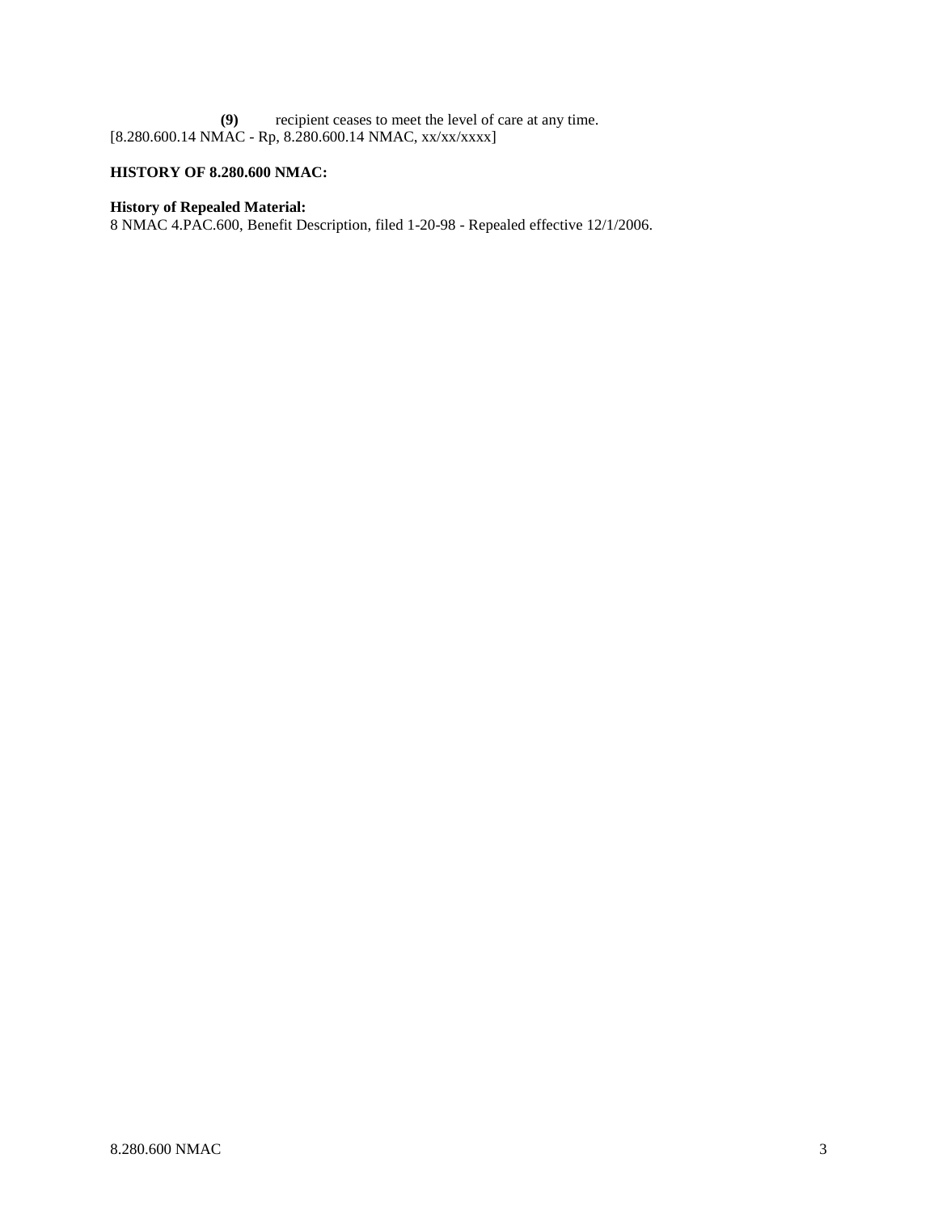**(9)** recipient ceases to meet the level of care at any time.
[8.280.600.14 NMAC - Rp, 8.280.600.14 NMAC, xx/xx/xxxx]

**HISTORY OF 8.280.600 NMAC:**

**History of Repealed Material:**
8 NMAC 4.PAC.600, Benefit Description, filed 1-20-98 - Repealed effective 12/1/2006.